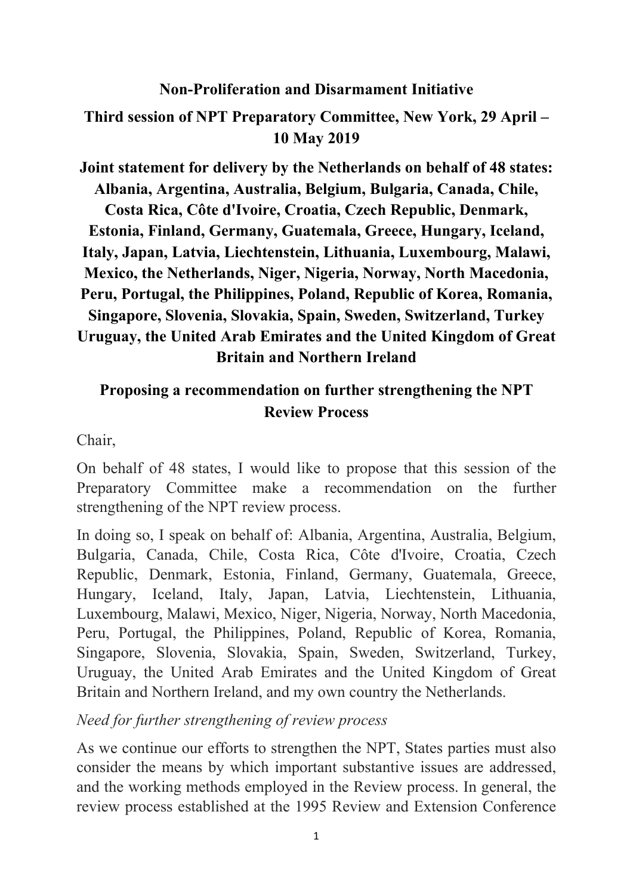**Non-Proliferation and Disarmament Initiative**

**Third session of NPT Preparatory Committee, New York, 29 April – 10 May 2019**

**Joint statement for delivery by the Netherlands on behalf of 48 states: Albania, Argentina, Australia, Belgium, Bulgaria, Canada, Chile, Costa Rica, Côte d'Ivoire, Croatia, Czech Republic, Denmark, Estonia, Finland, Germany, Guatemala, Greece, Hungary, Iceland, Italy, Japan, Latvia, Liechtenstein, Lithuania, Luxembourg, Malawi, Mexico, the Netherlands, Niger, Nigeria, Norway, North Macedonia, Peru, Portugal, the Philippines, Poland, Republic of Korea, Romania, Singapore, Slovenia, Slovakia, Spain, Sweden, Switzerland, Turkey Uruguay, the United Arab Emirates and the United Kingdom of Great Britain and Northern Ireland**

**Proposing a recommendation on further strengthening the NPT Review Process**

Chair,

On behalf of 48 states, I would like to propose that this session of the Preparatory Committee make a recommendation on the further strengthening of the NPT review process.

In doing so, I speak on behalf of: Albania, Argentina, Australia, Belgium, Bulgaria, Canada, Chile, Costa Rica, Côte d'Ivoire, Croatia, Czech Republic, Denmark, Estonia, Finland, Germany, Guatemala, Greece, Hungary, Iceland, Italy, Japan, Latvia, Liechtenstein, Lithuania, Luxembourg, Malawi, Mexico, Niger, Nigeria, Norway, North Macedonia, Peru, Portugal, the Philippines, Poland, Republic of Korea, Romania, Singapore, Slovenia, Slovakia, Spain, Sweden, Switzerland, Turkey, Uruguay, the United Arab Emirates and the United Kingdom of Great Britain and Northern Ireland, and my own country the Netherlands.

*Need for further strengthening of review process*

As we continue our efforts to strengthen the NPT, States parties must also consider the means by which important substantive issues are addressed, and the working methods employed in the Review process. In general, the review process established at the 1995 Review and Extension Conference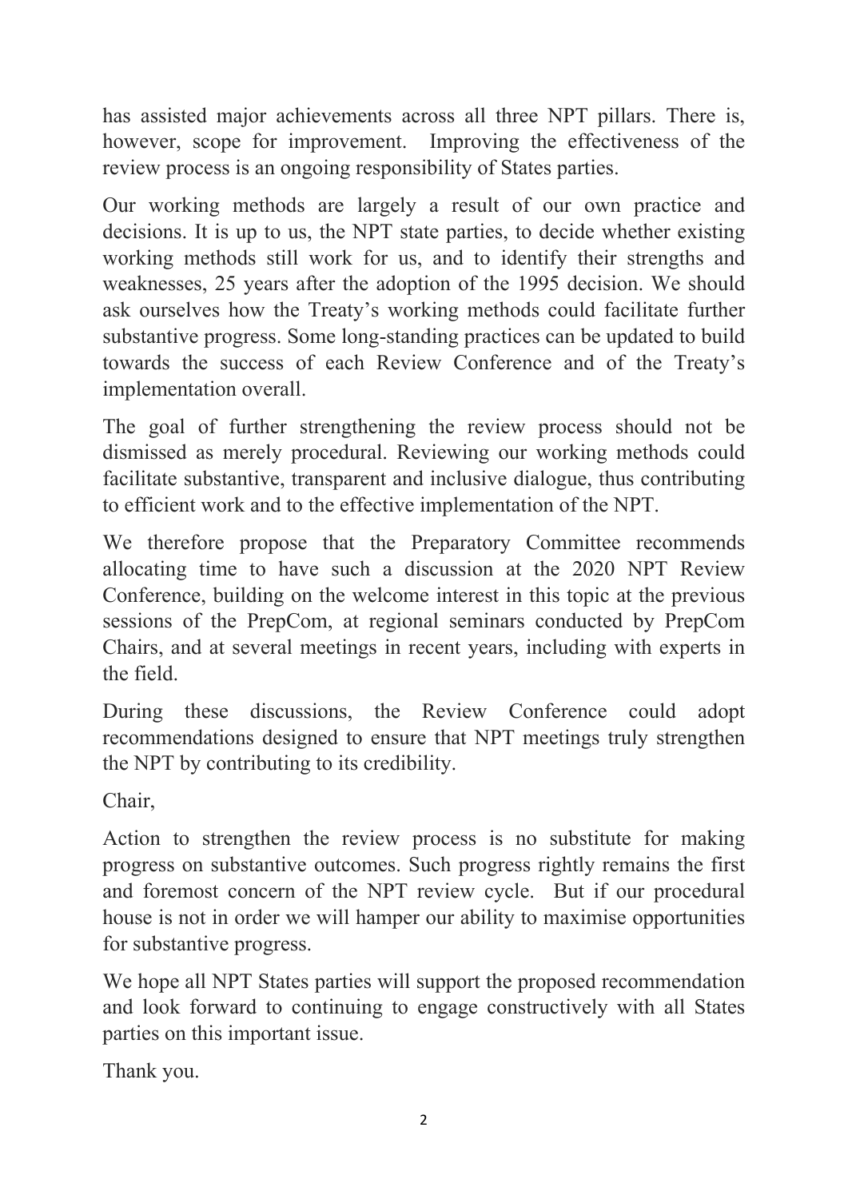has assisted major achievements across all three NPT pillars. There is, however, scope for improvement. Improving the effectiveness of the review process is an ongoing responsibility of States parties.

Our working methods are largely a result of our own practice and decisions. It is up to us, the NPT state parties, to decide whether existing working methods still work for us, and to identify their strengths and weaknesses, 25 years after the adoption of the 1995 decision. We should ask ourselves how the Treaty's working methods could facilitate further substantive progress. Some long-standing practices can be updated to build towards the success of each Review Conference and of the Treaty's implementation overall.

The goal of further strengthening the review process should not be dismissed as merely procedural. Reviewing our working methods could facilitate substantive, transparent and inclusive dialogue, thus contributing to efficient work and to the effective implementation of the NPT.

We therefore propose that the Preparatory Committee recommends allocating time to have such a discussion at the 2020 NPT Review Conference, building on the welcome interest in this topic at the previous sessions of the PrepCom, at regional seminars conducted by PrepCom Chairs, and at several meetings in recent years, including with experts in the field.

During these discussions, the Review Conference could adopt recommendations designed to ensure that NPT meetings truly strengthen the NPT by contributing to its credibility.

Chair,

Action to strengthen the review process is no substitute for making progress on substantive outcomes. Such progress rightly remains the first and foremost concern of the NPT review cycle. But if our procedural house is not in order we will hamper our ability to maximise opportunities for substantive progress.

We hope all NPT States parties will support the proposed recommendation and look forward to continuing to engage constructively with all States parties on this important issue.

Thank you.